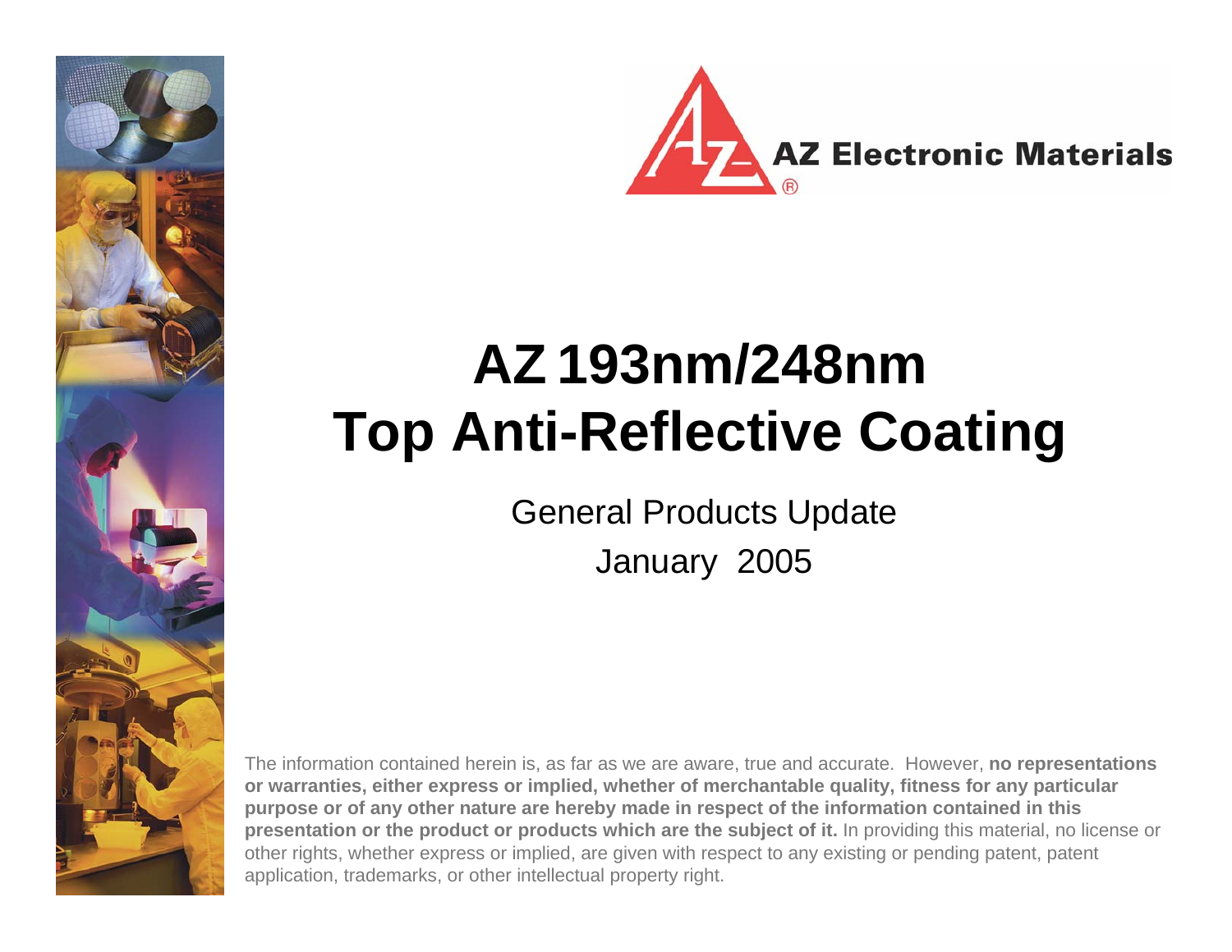AZ Electronic Materials®

# AZ 193nm/248nm Top Anti-Reflective Coating

General Products Update

January 2005

The information contained herein is, as far as we are aware, true and accurate. However, **no representations or warranties, either express or implied, whether of merchantable quality, fitness for any particular purpose or of any other nature are hereby made in respect of the information contained in this presentation or the product or products which are the subject of it.** In providing this material, no license or other rights, whether express or implied, are given with respect to any existing or pending patent, patent application, trademarks, or other intellectual property right.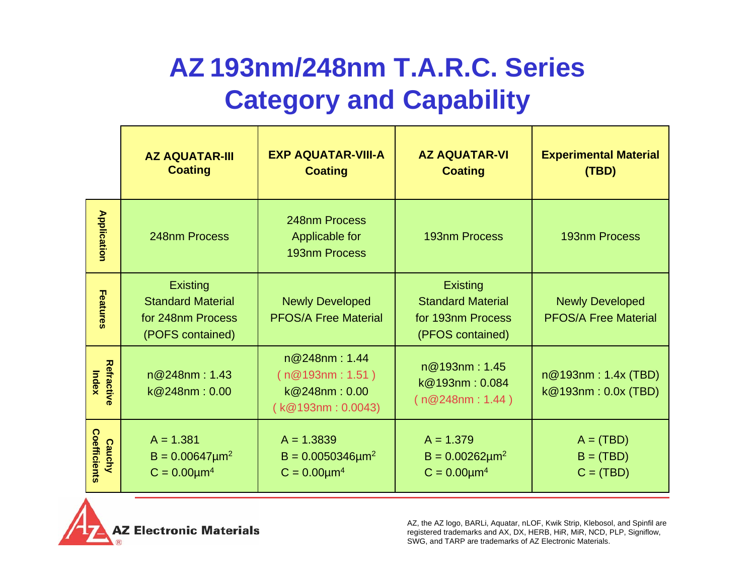# AZ 193nm/248nm T.A.R.C. Series
# Category and Capability

| | AZ AQUATAR-III Coating | EXP AQUATAR-VIII-A Coating | AZ AQUATAR-VI Coating | Experimental Material (TBD) |
|---|---|---|---|---|
| Application | 248nm Process | 248nm Process Applicable for 193nm Process | 193nm Process | 193nm Process |
| Features | Existing Standard Material for 248nm Process (POFS contained) | Newly Developed PFOS/A Free Material | Existing Standard Material for 193nm Process (PFOS contained) | Newly Developed PFOS/A Free Material |
| Refractive Index | n@248nm : 1.43<br>k@248nm : 0.00 | n@248nm : 1.44<br>( n@193nm : 1.51 )<br>k@248nm : 0.00<br>( k@193nm : 0.0043) | n@193nm : 1.45<br>k@193nm : 0.084<br>( n@248nm : 1.44 ) | n@193nm : 1.4x (TBD)<br>k@193nm : 0.0x (TBD) |
| Cauchy Coefficients | A = 1.381<br>B = 0.00647µm$^2$<br>C = 0.00µm$^4$ | A = 1.3839<br>B = 0.0050346µm$^2$<br>C = 0.00µm$^4$ | A = 1.379<br>B = 0.00262µm$^2$<br>C = 0.00µm$^4$ | A = (TBD)<br>B = (TBD)<br>C = (TBD) |

AZ Electronic Materials

AZ, the AZ logo, BARLi, Aquatar, nLOF, Kwik Strip, Klebosol, and Spinfil are registered trademarks and AX, DX, HERB, HiR, MiR, NCD, PLP, Signiflow, SWG, and TARP are trademarks of AZ Electronic Materials.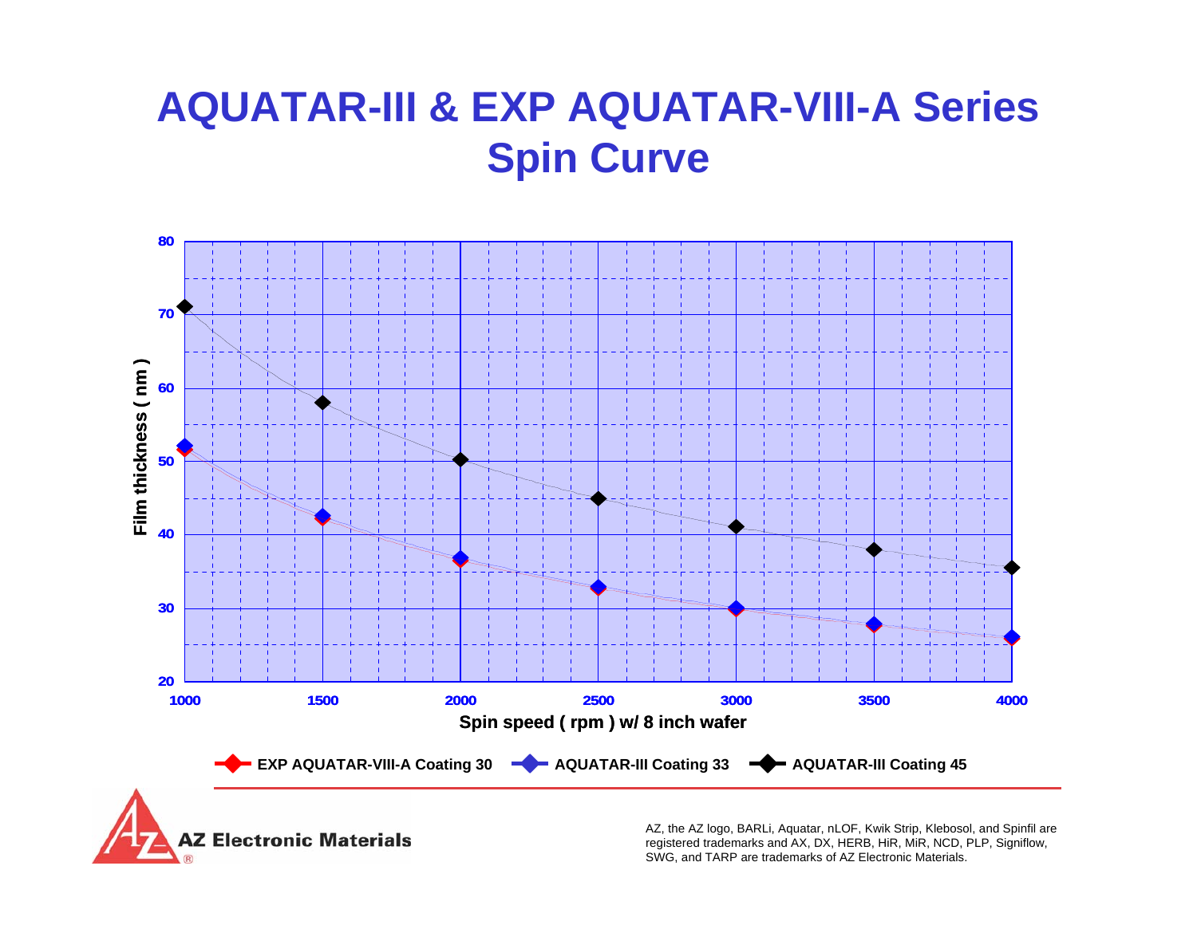# AQUATAR-III & EXP AQUATAR-VIII-A Series Spin Curve

Film thickness ( nm )

80
70
60
50
40
30
20

1000 1500 2000 2500 3000 3500 4000

Spin speed ( rpm ) w/ 8 inch wafer

EXP AQUATAR-VIII-A Coating 30 AQUATAR-III Coating 33 AQUATAR-III Coating 45

AZ Electronic Materials

AZ, the AZ logo, BARLi, Aquatar, nLOF, Kwik Strip, Klebosol, and Spinfil are registered trademarks and AX, DX, HERB, HiR, MiR, NCD, PLP, Signiflow, SWG, and TARP are trademarks of AZ Electronic Materials.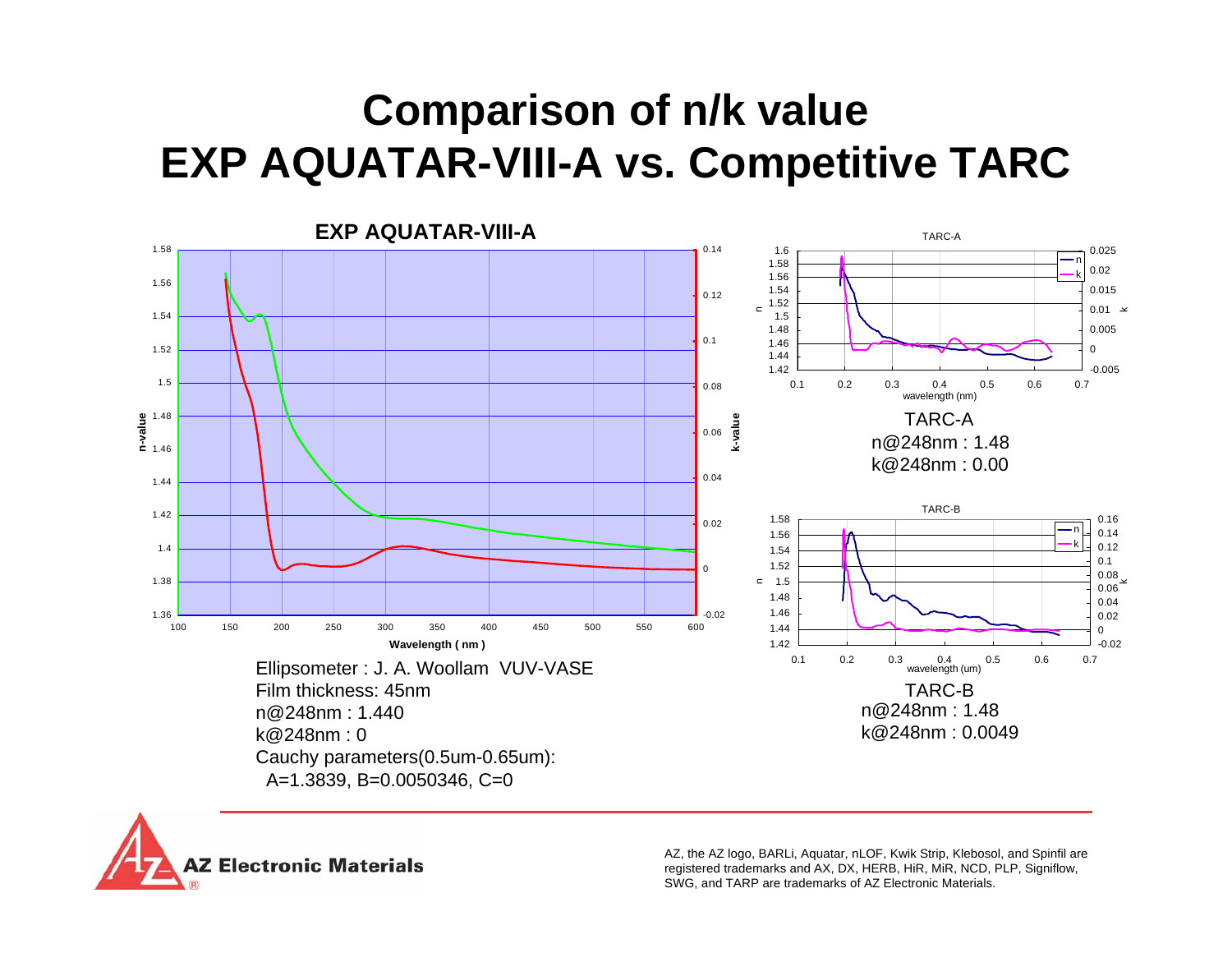# Comparison of n/k value
# EXP AQUATAR-VIII-A vs. Competitive TARC

**EXP AQUATAR-VIII-A**

Ellipsometer : J. A. Woollam VUV-VASE
Film thickness: 45nm
n@248nm : 1.440
k@248nm : 0
Cauchy parameters(0.5um-0.65um):
A=1.3839, B=0.0050346, C=0

TARC-A
n@248nm : 1.48
k@248nm : 0.00

TARC-B
n@248nm : 1.48
k@248nm : 0.0049

AZ, the AZ logo, BARLi, Aquatar, nLOF, Kwik Strip, Klebosol, and Spinfil are registered trademarks and AX, DX, HERB, HiR, MiR, NCD, PLP, Signiflow, SWG, and TARP are trademarks of AZ Electronic Materials.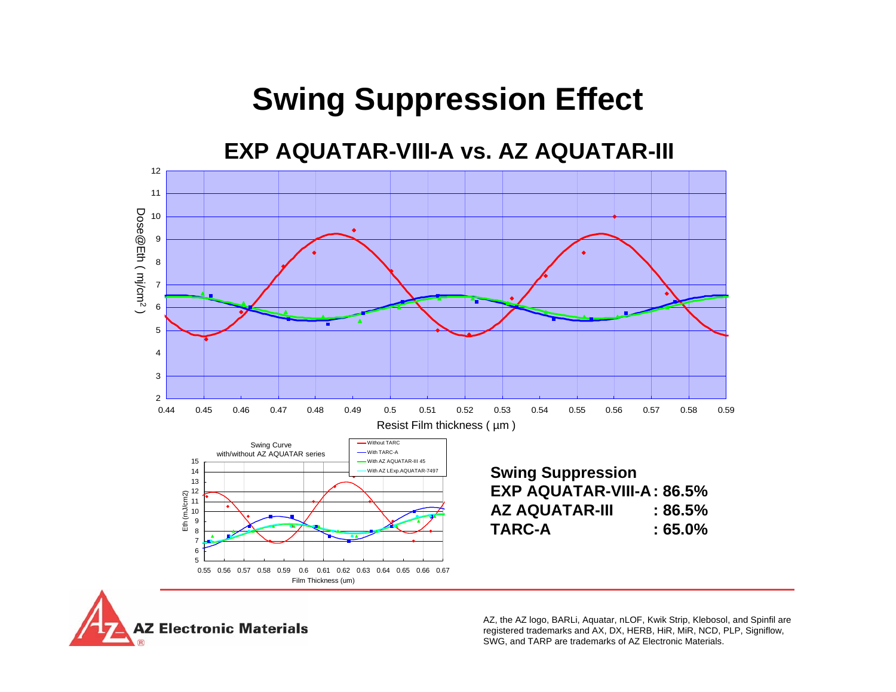# Swing Suppression Effect

## EXP AQUATAR-VIII-A vs. AZ AQUATAR-III

**Swing Suppression**

**EXP AQUATAR-VIII-A : 86.5%**

**AZ AQUATAR-III : 86.5%**

**TARC-A : 65.0%**

AZ, the AZ logo, BARLi, Aquatar, nLOF, Kwik Strip, Klebosol, and Spinfil are registered trademarks and AX, DX, HERB, HiR, MiR, NCD, PLP, Signiflow, SWG, and TARP are trademarks of AZ Electronic Materials.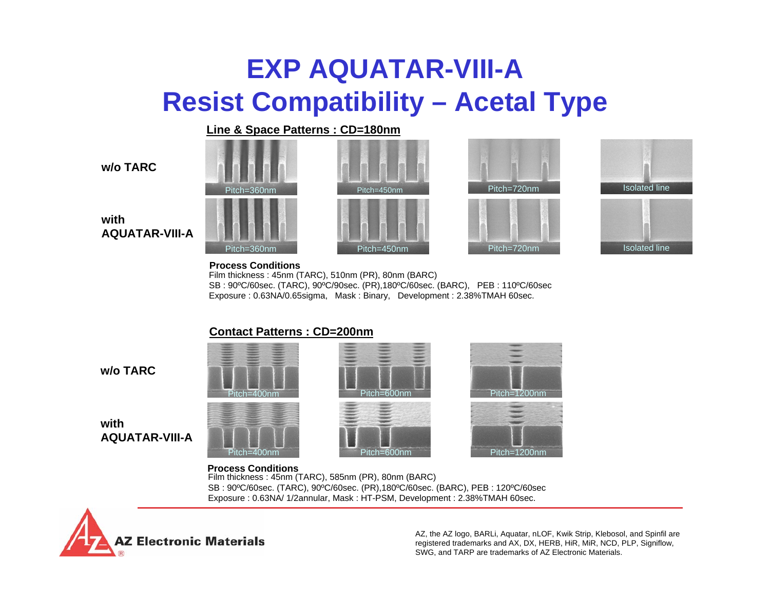# EXP AQUATAR-VIII-A
# Resist Compatibility – Acetal Type

## Line & Space Patterns : CD=180nm

| | | | | |
|---|---|---|---|---|
| w/o TARC | Pitch=360nm | Pitch=450nm | Pitch=720nm | Isolated line |
| with AQUATAR-VIII-A | Pitch=360nm | Pitch=450nm | Pitch=720nm | Isolated line |

**Process Conditions**
Film thickness : 45nm (TARC), 510nm (PR), 80nm (BARC)
SB : 90ºC/60sec. (TARC), 90ºC/90sec. (PR),180ºC/60sec. (BARC), PEB : 110ºC/60sec
Exposure : 0.63NA/0.65sigma, Mask : Binary, Development : 2.38%TMAH 60sec.

## Contact Patterns : CD=200nm

| | | | |
|---|---|---|---|
| w/o TARC | Pitch=400nm | Pitch=600nm | Pitch=1200nm |
| with AQUATAR-VIII-A | Pitch=400nm | Pitch=600nm | Pitch=1200nm |

**Process Conditions**
Film thickness : 45nm (TARC), 585nm (PR), 80nm (BARC)
SB : 90ºC/60sec. (TARC), 90ºC/60sec. (PR),180ºC/60sec. (BARC), PEB : 120ºC/60sec
Exposure : 0.63NA/ 1/2annular, Mask : HT-PSM, Development : 2.38%TMAH 60sec.

AZ Electronic Materials

AZ, the AZ logo, BARLi, Aquatar, nLOF, Kwik Strip, Klebosol, and Spinfil are registered trademarks and AX, DX, HERB, HiR, MiR, NCD, PLP, Signiflow, SWG, and TARP are trademarks of AZ Electronic Materials.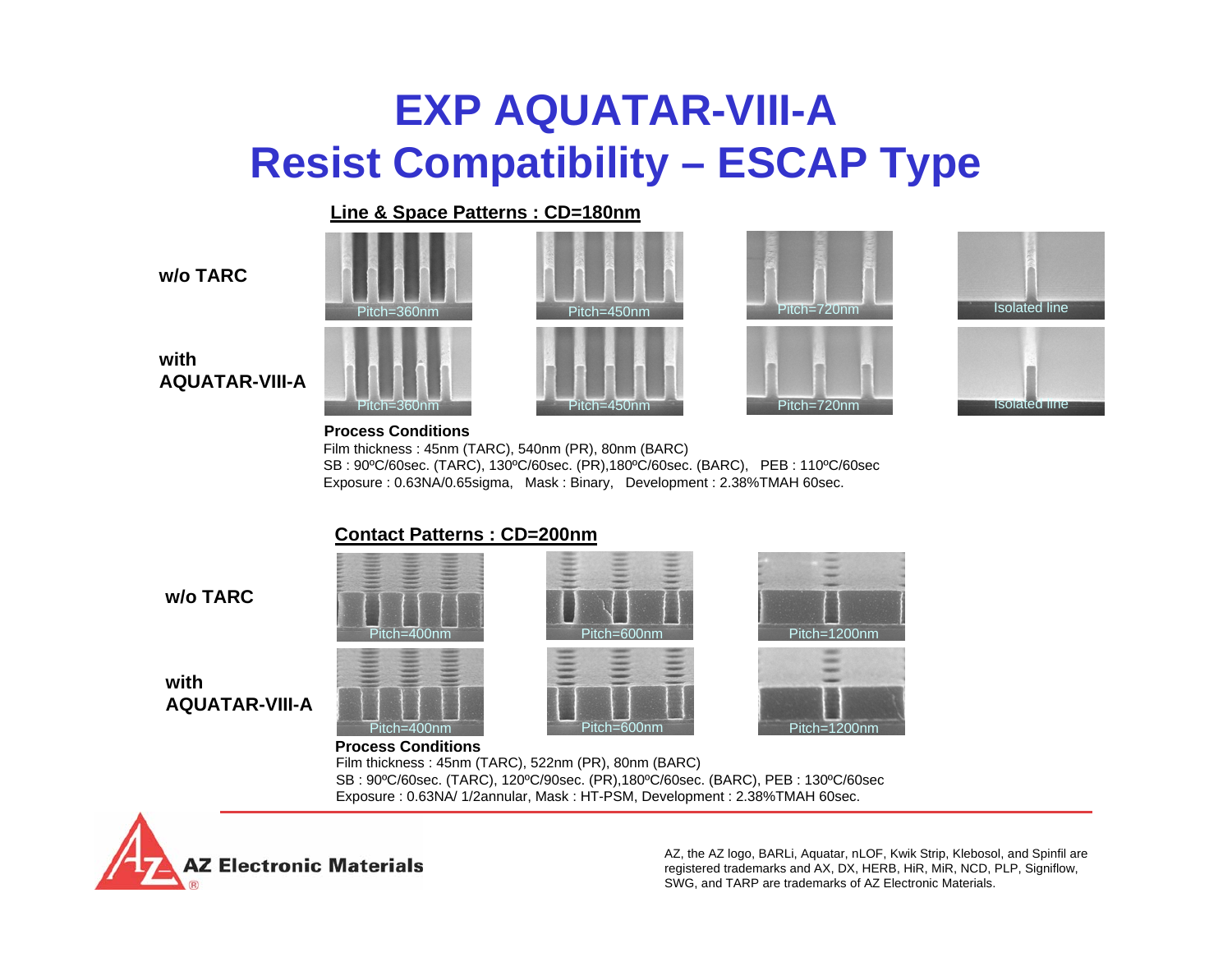# EXP AQUATAR-VIII-A
# Resist Compatibility – ESCAP Type

## Line & Space Patterns : CD=180nm

| | | | | |
|---|---|---|---|---|
| **w/o TARC** | Pitch=360nm | Pitch=450nm | Pitch=720nm | Isolated line |
| **with AQUATAR-VIII-A** | Pitch=360nm | Pitch=450nm | Pitch=720nm | Isolated line |

**Process Conditions**

Film thickness : 45nm (TARC), 540nm (PR), 80nm (BARC)

SB : 90ºC/60sec. (TARC), 130ºC/60sec. (PR),180ºC/60sec. (BARC), PEB : 110ºC/60sec

Exposure : 0.63NA/0.65sigma, Mask : Binary, Development : 2.38%TMAH 60sec.

## Contact Patterns : CD=200nm

| | | | |
|---|---|---|---|
| **w/o TARC** | Pitch=400nm | Pitch=600nm | Pitch=1200nm |
| **with AQUATAR-VIII-A** | Pitch=400nm | Pitch=600nm | Pitch=1200nm |

**Process Conditions**

Film thickness : 45nm (TARC), 522nm (PR), 80nm (BARC)

SB : 90ºC/60sec. (TARC), 120ºC/90sec. (PR),180ºC/60sec. (BARC), PEB : 130ºC/60sec

Exposure : 0.63NA/ 1/2annular, Mask : HT-PSM, Development : 2.38%TMAH 60sec.

AZ Electronic Materials

AZ, the AZ logo, BARLi, Aquatar, nLOF, Kwik Strip, Klebosol, and Spinfil are registered trademarks and AX, DX, HERB, HiR, MiR, NCD, PLP, Signiflow, SWG, and TARP are trademarks of AZ Electronic Materials.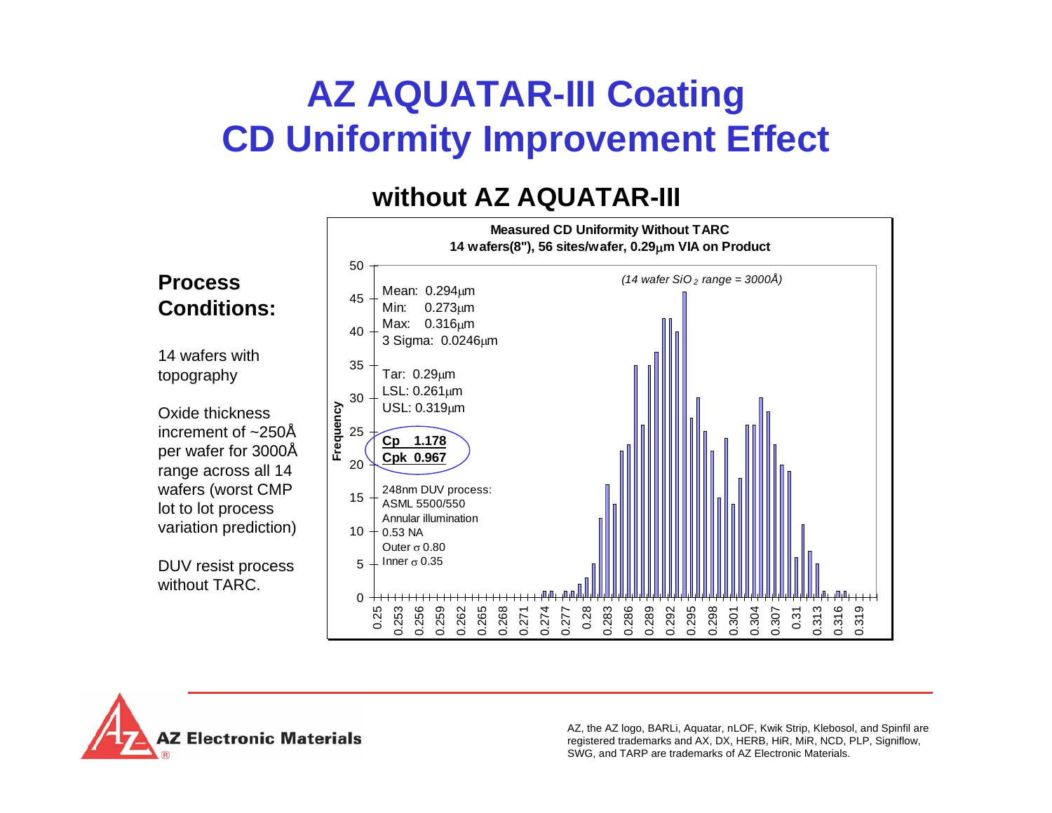# AZ AQUATAR-III Coating CD Uniformity Improvement Effect

## without AZ AQUATAR-III

**Process Conditions:**

14 wafers with topography

Oxide thickness increment of ~250Å per wafer for 3000Å range across all 14 wafers (worst CMP lot to lot process variation prediction)

DUV resist process without TARC.

**Measured CD Uniformity Without TARC**
**14 wafers(8"), 56 sites/wafer, 0.29μm VIA on Product**

*(14 wafer $SiO_2$ range = 3000Å)*

Mean: 0.294μm
Min: 0.273μm
Max: 0.316μm
3 Sigma: 0.0246μm

Tar: 0.29μm
LSL: 0.261μm
USL: 0.319μm

**Cp 1.178**
**Cpk 0.967**

248nm DUV process:
ASML 5500/550
Annular illumination
0.53 NA
Outer σ 0.80
Inner σ 0.35

AZ, the AZ logo, BARLi, Aquatar, nLOF, Kwik Strip, Klebosol, and Spinfil are registered trademarks and AX, DX, HERB, HiR, MiR, NCD, PLP, Signiflow, SWG, and TARP are trademarks of AZ Electronic Materials.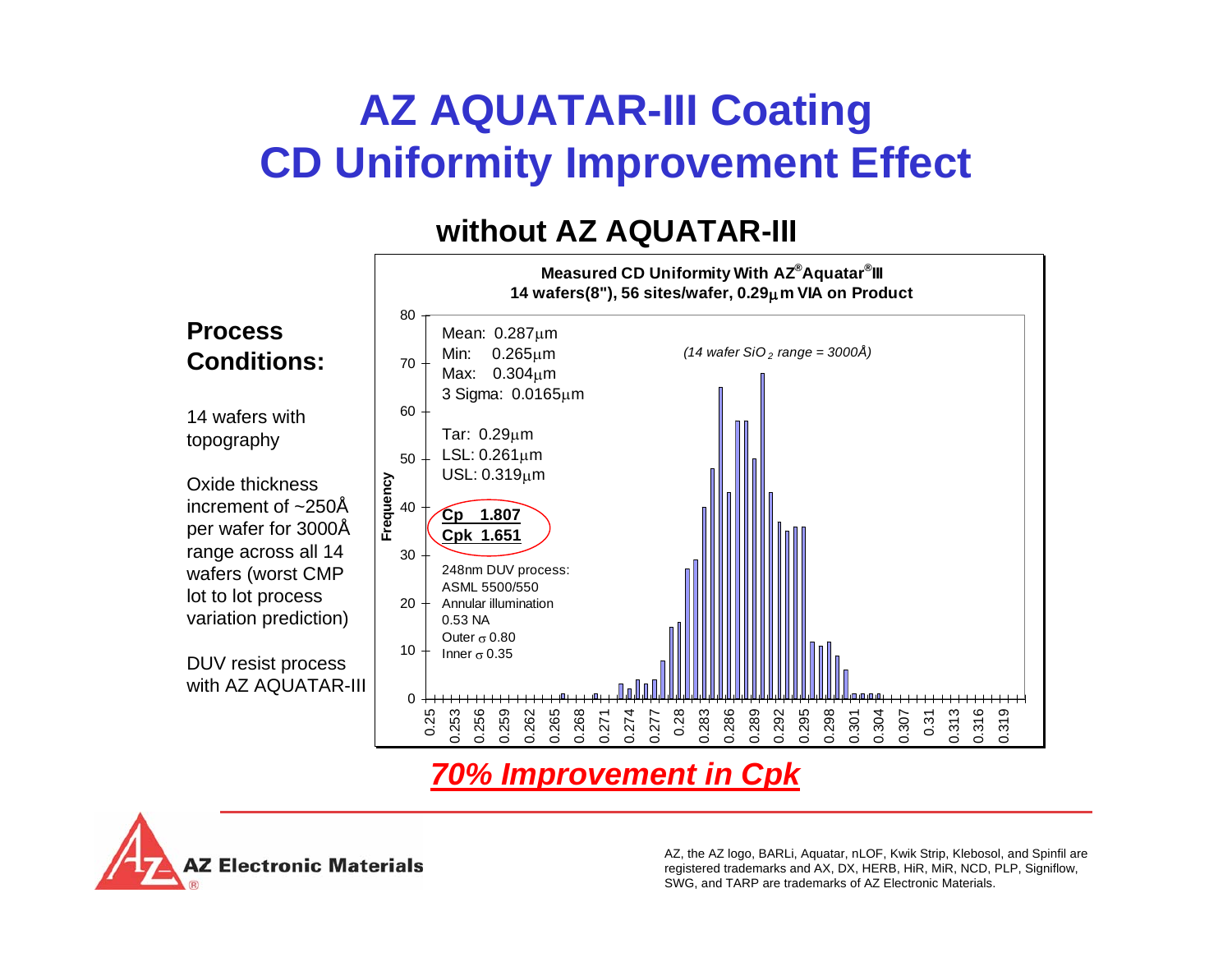# AZ AQUATAR-III Coating
# CD Uniformity Improvement Effect

## without AZ AQUATAR-III

**Process Conditions:**

14 wafers with topography

Oxide thickness increment of ~250Å per wafer for 3000Å range across all 14 wafers (worst CMP lot to lot process variation prediction)

DUV resist process with AZ AQUATAR-III

**Measured CD Uniformity With AZ® Aquatar® III**
**14 wafers(8"), 56 sites/wafer, 0.29μm VIA on Product**

Mean: 0.287μm
Min: 0.265μm
Max: 0.304μm
3 Sigma: 0.0165μm

Tar: 0.29μm
LSL: 0.261μm
USL: 0.319μm

**Cp 1.807**
**Cpk 1.651**

248nm DUV process:
ASML 5500/550
Annular illumination
0.53 NA
Outer σ 0.80
Inner σ 0.35

*(14 wafer $SiO_2$ range = 3000Å)*

Frequency (0–80) vs. CD (0.25–0.319)

***70% Improvement in Cpk***

AZ Electronic Materials

AZ, the AZ logo, BARLi, Aquatar, nLOF, Kwik Strip, Klebosol, and Spinfil are registered trademarks and AX, DX, HERB, HiR, MiR, NCD, PLP, Signiflow, SWG, and TARP are trademarks of AZ Electronic Materials.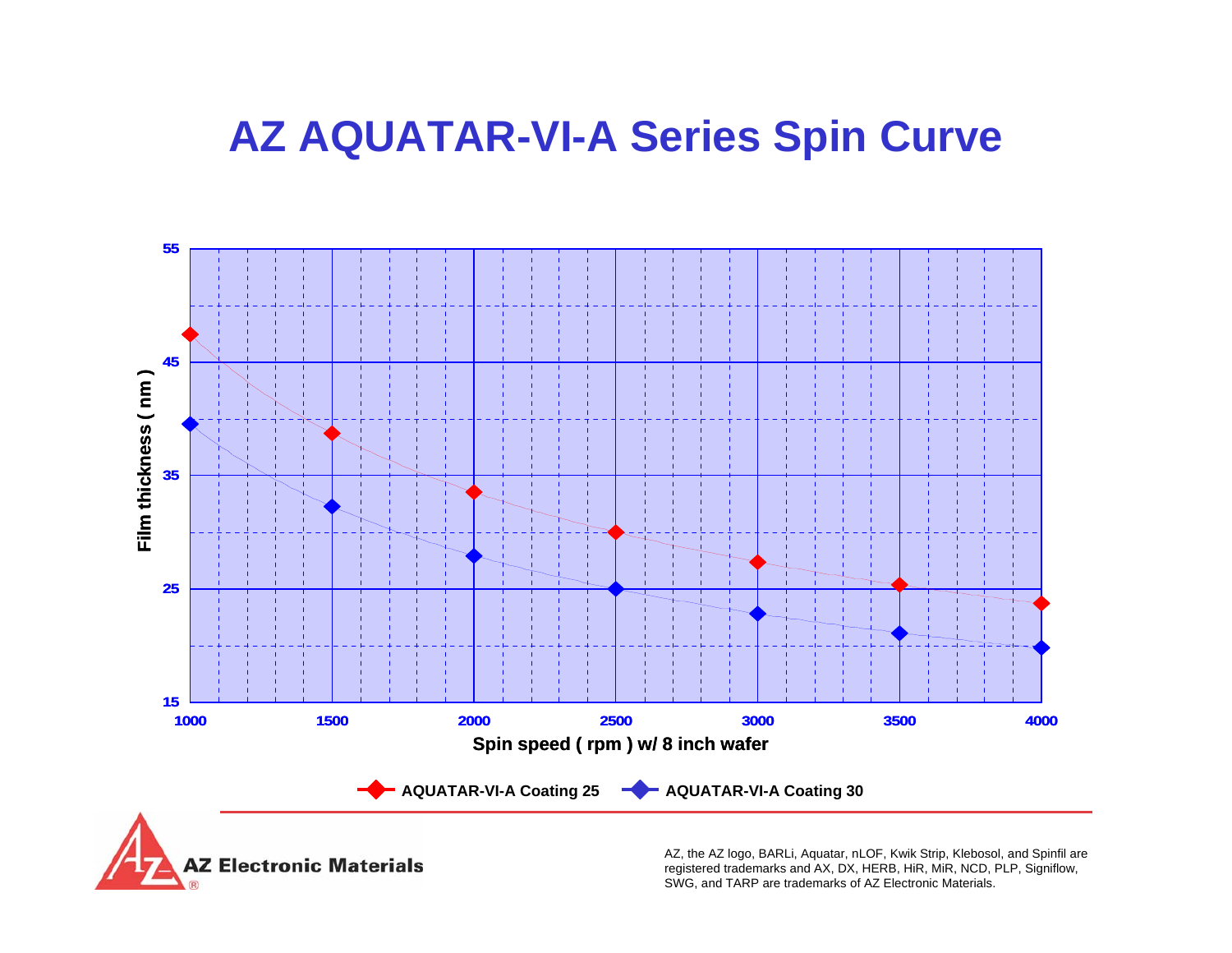# AZ AQUATAR-VI-A Series Spin Curve

Film thickness ( nm )

55
45
35
25
15

1000 1500 2000 2500 3000 3500 4000

Spin speed ( rpm ) w/ 8 inch wafer

AQUATAR-VI-A Coating 25 AQUATAR-VI-A Coating 30

AZ Electronic Materials

AZ, the AZ logo, BARLi, Aquatar, nLOF, Kwik Strip, Klebosol, and Spinfil are registered trademarks and AX, DX, HERB, HiR, MiR, NCD, PLP, Signiflow, SWG, and TARP are trademarks of AZ Electronic Materials.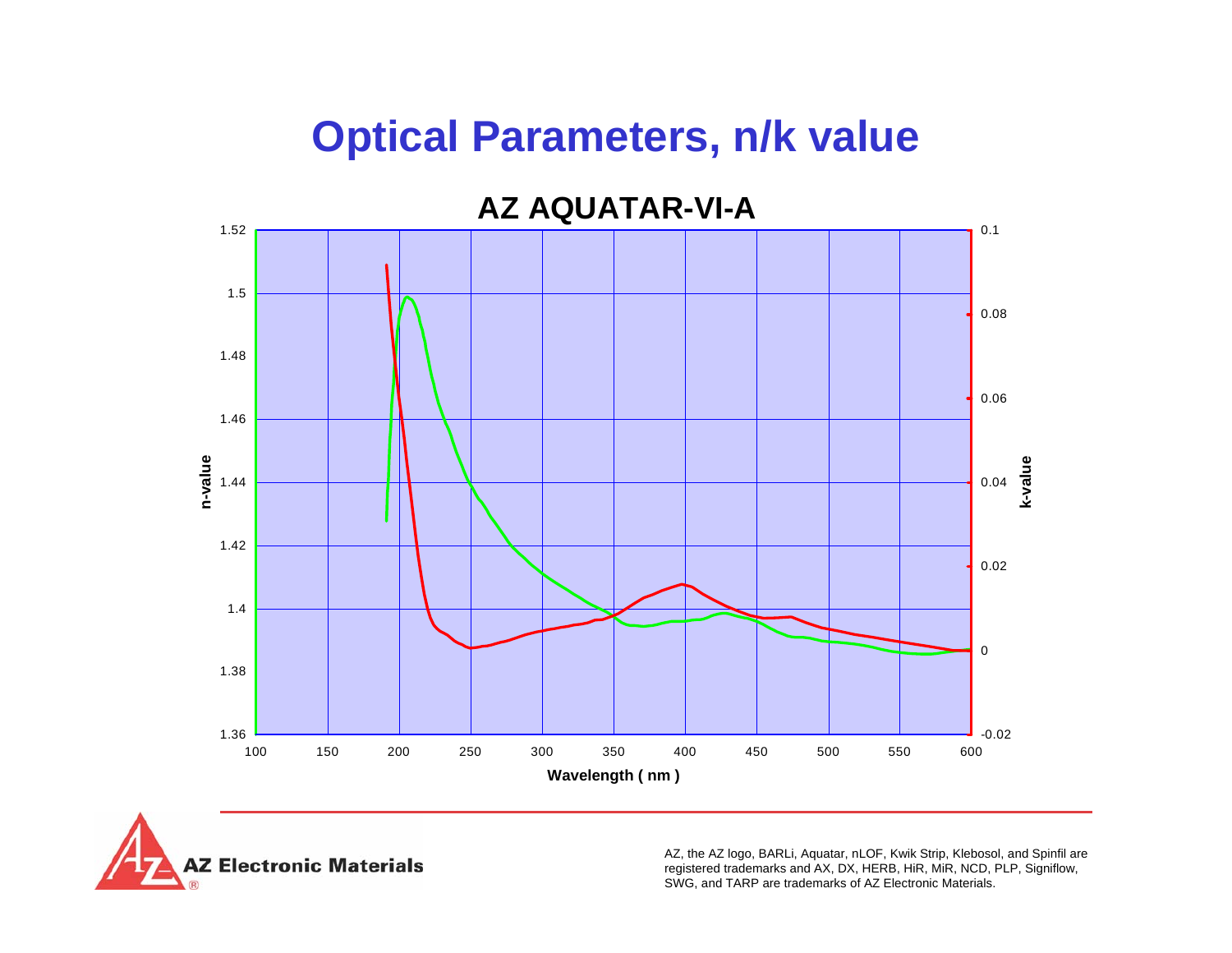# Optical Parameters, n/k value

AZ AQUATAR-VI-A

AZ Electronic Materials

AZ, the AZ logo, BARLi, Aquatar, nLOF, Kwik Strip, Klebosol, and Spinfil are registered trademarks and AX, DX, HERB, HiR, MiR, NCD, PLP, Signiflow, SWG, and TARP are trademarks of AZ Electronic Materials.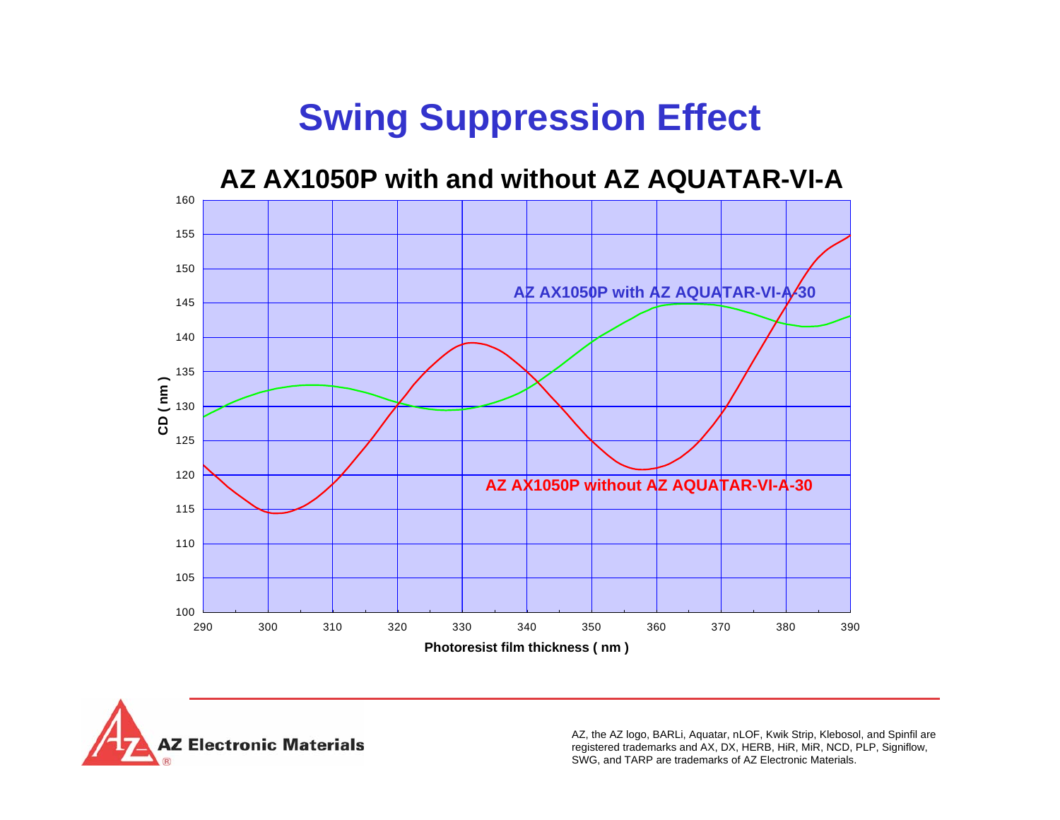# Swing Suppression Effect

**AZ AX1050P with and without AZ AQUATAR-VI-A**

160
155
150
145
140
135
130
125
120
115
110
105
100

CD ( nm )

290 300 310 320 330 340 350 360 370 380 390

Photoresist film thickness ( nm )

AZ AX1050P with AZ AQUATAR-VI-A-30

AZ AX1050P without AZ AQUATAR-VI-A-30

AZ Electronic Materials

AZ, the AZ logo, BARLi, Aquatar, nLOF, Kwik Strip, Klebosol, and Spinfil are registered trademarks and AX, DX, HERB, HiR, MiR, NCD, PLP, Signiflow, SWG, and TARP are trademarks of AZ Electronic Materials.